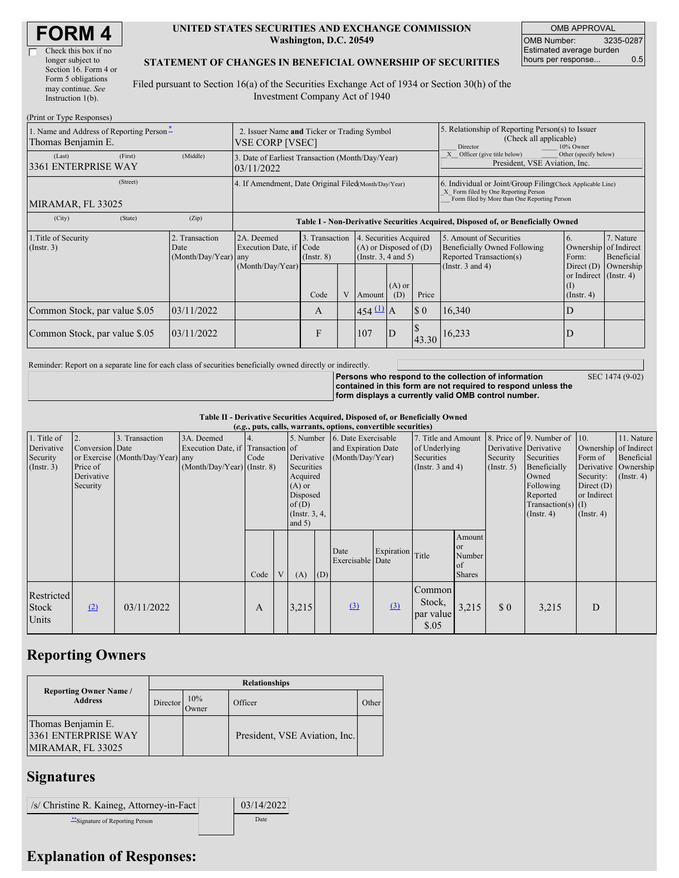# FORM 4

Check this box if no longer subject to Section 16. Form 4 or Form 5 obligations may continue. *See* Instruction 1(b).

**UNITED STATES SECURITIES AND EXCHANGE COMMISSION**
**Washington, D.C. 20549**

**STATEMENT OF CHANGES IN BENEFICIAL OWNERSHIP OF SECURITIES**

Filed pursuant to Section 16(a) of the Securities Exchange Act of 1934 or Section 30(h) of the Investment Company Act of 1940

| OMB APPROVAL | |
|---|---|
| OMB Number: | 3235-0287 |
| Estimated average burden hours per response... | 0.5 |

(Print or Type Responses)

| | | |
|---|---|---|
| 1. Name and Address of Reporting Person * Thomas Benjamin E. | 2. Issuer Name **and** Ticker or Trading Symbol VSE CORP [VSEC] | 5. Relationship of Reporting Person(s) to Issuer (Check all applicable) ___ Director ___ 10% Owner _X_ Officer (give title below) ___ Other (specify below) President, VSE Aviation, Inc. |
| (Last) (First) (Middle) 3361 ENTERPRISE WAY | 3. Date of Earliest Transaction (Month/Day/Year) 03/11/2022 | |
| (Street) MIRAMAR, FL 33025 | 4. If Amendment, Date Original Filed (Month/Day/Year) | 6. Individual or Joint/Group Filing (Check Applicable Line) _X_ Form filed by One Reporting Person ___ Form filed by More than One Reporting Person |
| (City) (State) (Zip) | | |

**Table I - Non-Derivative Securities Acquired, Disposed of, or Beneficially Owned**

| 1.Title of Security (Instr. 3) | 2. Transaction Date (Month/Day/Year) | 2A. Deemed Execution Date, if any (Month/Day/Year) | 3. Transaction Code (Instr. 8) | | 4. Securities Acquired (A) or Disposed of (D) (Instr. 3, 4 and 5) | | | 5. Amount of Securities Beneficially Owned Following Reported Transaction(s) (Instr. 3 and 4) | 6. Ownership Form: Direct (D) or Indirect (I) (Instr. 4) | 7. Nature of Indirect Beneficial Ownership (Instr. 4) |
|---|---|---|---|---|---|---|---|---|---|---|
| | | | Code | V | Amount | (A) or (D) | Price | | | |
| Common Stock, par value $.05 | 03/11/2022 | | A | | 454 (1) | A | $ 0 | 16,340 | D | |
| Common Stock, par value $.05 | 03/11/2022 | | F | | 107 | D | $ 43.30 | 16,233 | D | |

Reminder: Report on a separate line for each class of securities beneficially owned directly or indirectly.

**Persons who respond to the collection of information contained in this form are not required to respond unless the form displays a currently valid OMB control number.**

SEC 1474 (9-02)

**Table II - Derivative Securities Acquired, Disposed of, or Beneficially Owned**
**(*e.g.*, puts, calls, warrants, options, convertible securities)**

| 1. Title of Derivative Security (Instr. 3) | 2. Conversion or Exercise Price of Derivative Security | 3. Transaction Date (Month/Day/Year) | 3A. Deemed Execution Date, if any (Month/Day/Year) | 4. Transaction Code (Instr. 8) | | 5. Number of Derivative Securities Acquired (A) or Disposed of (D) (Instr. 3, 4, and 5) | | 6. Date Exercisable and Expiration Date (Month/Day/Year) | | 7. Title and Amount of Underlying Securities (Instr. 3 and 4) | | 8. Price of Derivative Security (Instr. 5) | 9. Number of Derivative Securities Beneficially Owned Following Reported Transaction(s) (Instr. 4) | 10. Ownership Form of Derivative Security: Direct (D) or Indirect (I) (Instr. 4) | 11. Nature of Indirect Beneficial Ownership (Instr. 4) |
|---|---|---|---|---|---|---|---|---|---|---|---|---|---|---|---|
| | | | | Code | V | (A) | (D) | Date Exercisable | Expiration Date | Title | Amount or Number of Shares | | | | |
| Restricted Stock Units | (2) | 03/11/2022 | | A | | 3,215 | | (3) | (3) | Common Stock, par value $.05 | 3,215 | $ 0 | 3,215 | D | |

## Reporting Owners

| Reporting Owner Name / Address | Relationships | | | |
|---|---|---|---|---|
| | Director | 10% Owner | Officer | Other |
| Thomas Benjamin E. 3361 ENTERPRISE WAY MIRAMAR, FL 33025 | | | President, VSE Aviation, Inc. | |

## Signatures

| | |
|---|---|
| /s/ Christine R. Kaineg, Attorney-in-Fact | 03/14/2022 |
| **Signature of Reporting Person | Date |

## Explanation of Responses: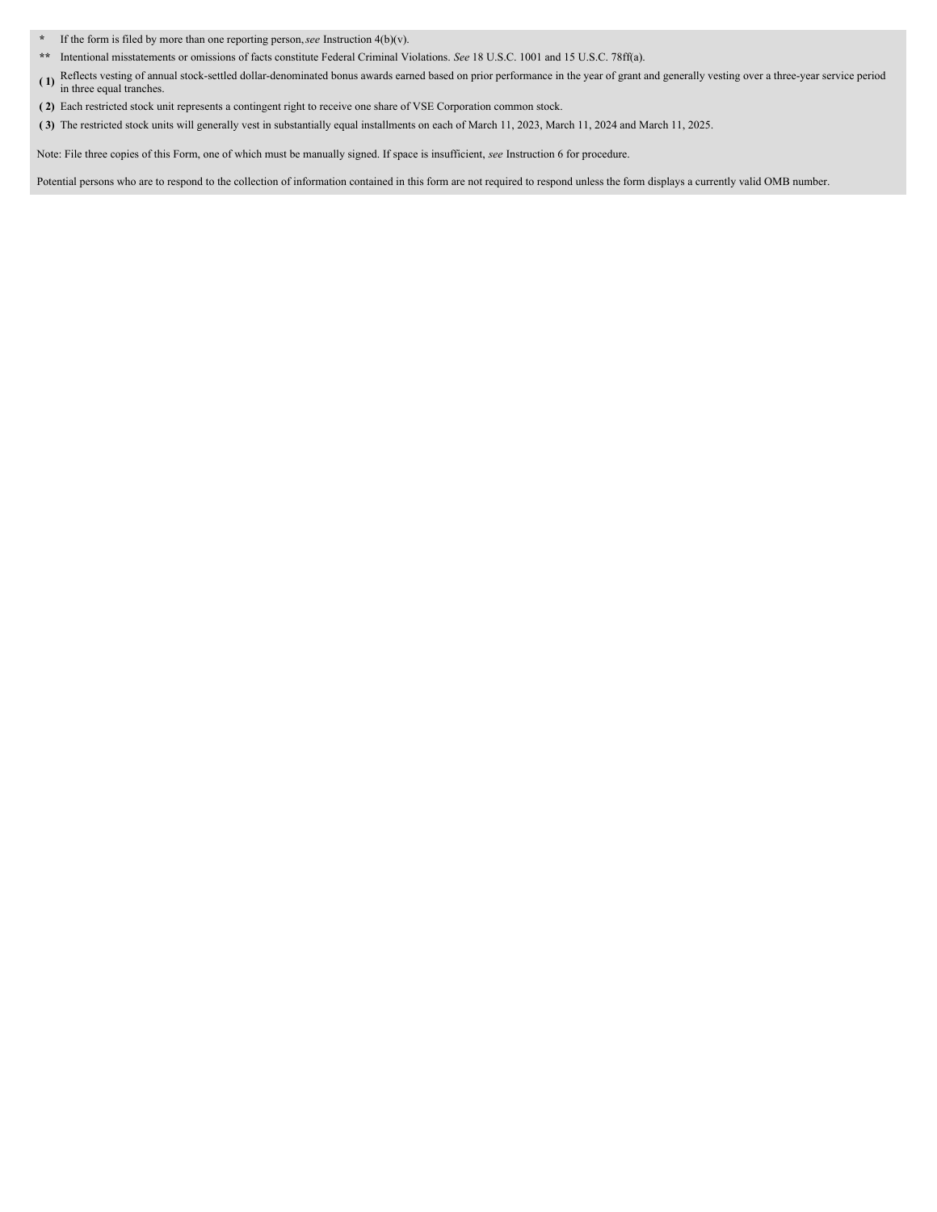\* If the form is filed by more than one reporting person, *see* Instruction 4(b)(v).

\*\* Intentional misstatements or omissions of facts constitute Federal Criminal Violations. *See* 18 U.S.C. 1001 and 15 U.S.C. 78ff(a).

( 1) Reflects vesting of annual stock-settled dollar-denominated bonus awards earned based on prior performance in the year of grant and generally vesting over a three-year service period in three equal tranches.

( 2) Each restricted stock unit represents a contingent right to receive one share of VSE Corporation common stock.

( 3) The restricted stock units will generally vest in substantially equal installments on each of March 11, 2023, March 11, 2024 and March 11, 2025.

Note: File three copies of this Form, one of which must be manually signed. If space is insufficient, *see* Instruction 6 for procedure.

Potential persons who are to respond to the collection of information contained in this form are not required to respond unless the form displays a currently valid OMB number.